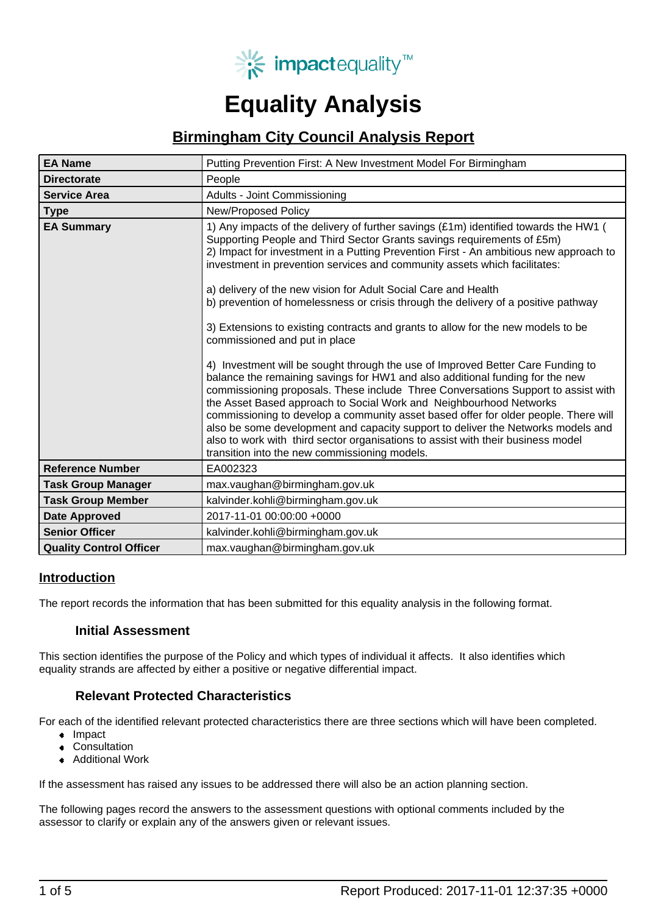impactequality™

# Equality Analysis

## Birmingham City Council Analysis Report

| | |
|---|---|
| **EA Name** | Putting Prevention First: A New Investment Model For Birmingham |
| **Directorate** | People |
| **Service Area** | Adults - Joint Commissioning |
| **Type** | New/Proposed Policy |
| **EA Summary** | 1) Any impacts of the delivery of further savings (£1m) identified towards the HW1 ( Supporting People and Third Sector Grants savings requirements of £5m)<br>2) Impact for investment in a Putting Prevention First - An ambitious new approach to investment in prevention services and community assets which facilitates:<br><br>a) delivery of the new vision for Adult Social Care and Health<br>b) prevention of homelessness or crisis through the delivery of a positive pathway<br><br>3) Extensions to existing contracts and grants to allow for the new models to be commissioned and put in place<br><br>4) Investment will be sought through the use of Improved Better Care Funding to balance the remaining savings for HW1 and also additional funding for the new commissioning proposals. These include Three Conversations Support to assist with the Asset Based approach to Social Work and Neighbourhood Networks commissioning to develop a community asset based offer for older people. There will also be some development and capacity support to deliver the Networks models and also to work with third sector organisations to assist with their business model transition into the new commissioning models. |
| **Reference Number** | EA002323 |
| **Task Group Manager** | max.vaughan@birmingham.gov.uk |
| **Task Group Member** | kalvinder.kohli@birmingham.gov.uk |
| **Date Approved** | 2017-11-01 00:00:00 +0000 |
| **Senior Officer** | kalvinder.kohli@birmingham.gov.uk |
| **Quality Control Officer** | max.vaughan@birmingham.gov.uk |

## Introduction

The report records the information that has been submitted for this equality analysis in the following format.

### Initial Assessment

This section identifies the purpose of the Policy and which types of individual it affects. It also identifies which equality strands are affected by either a positive or negative differential impact.

### Relevant Protected Characteristics

For each of the identified relevant protected characteristics there are three sections which will have been completed.

- Impact
- Consultation
- Additional Work

If the assessment has raised any issues to be addressed there will also be an action planning section.

The following pages record the answers to the assessment questions with optional comments included by the assessor to clarify or explain any of the answers given or relevant issues.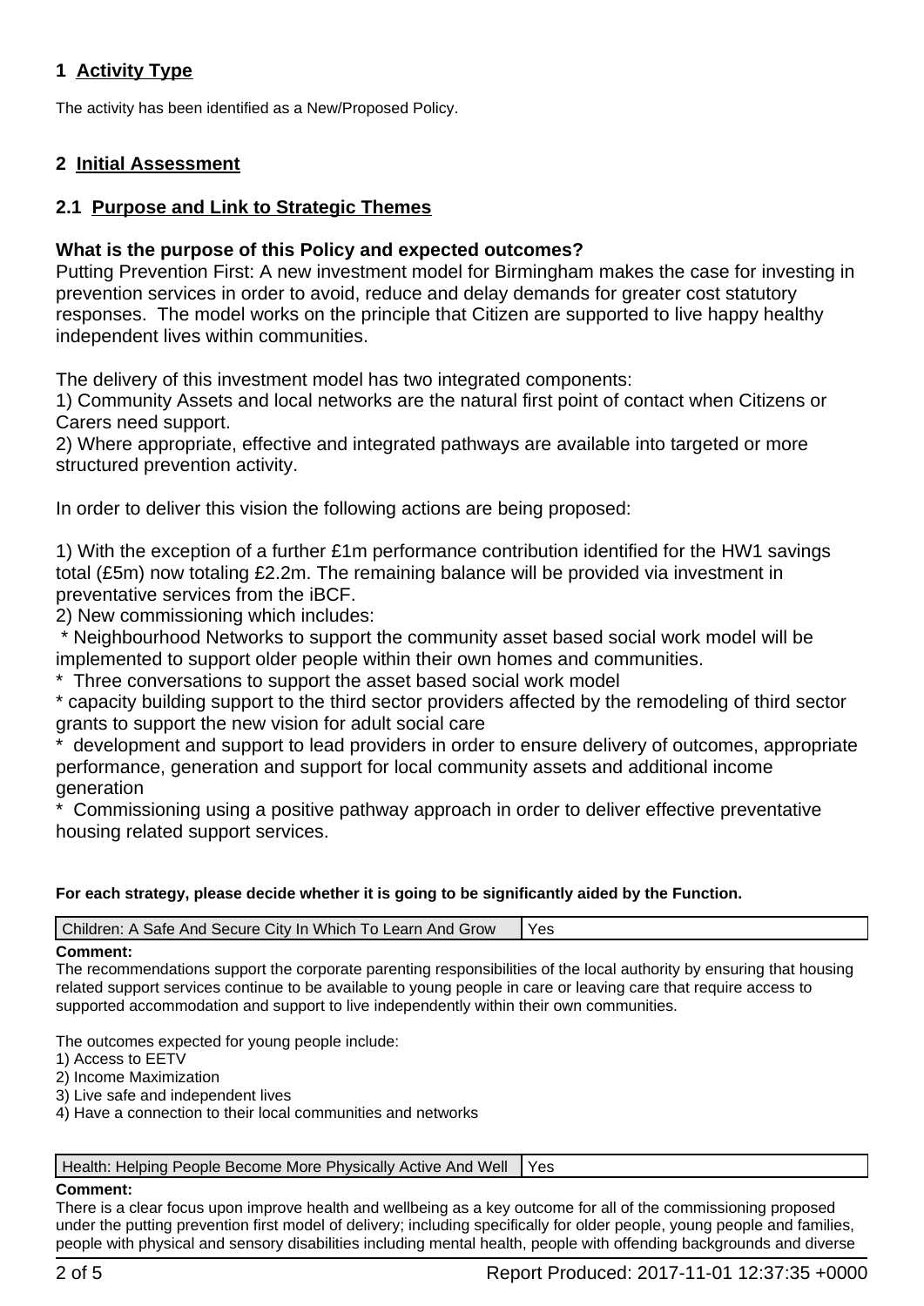## 1 Activity Type

The activity has been identified as a New/Proposed Policy.

## 2 Initial Assessment

### 2.1 Purpose and Link to Strategic Themes

**What is the purpose of this Policy and expected outcomes?**

Putting Prevention First: A new investment model for Birmingham makes the case for investing in prevention services in order to avoid, reduce and delay demands for greater cost statutory responses. The model works on the principle that Citizen are supported to live happy healthy independent lives within communities.

The delivery of this investment model has two integrated components:
1) Community Assets and local networks are the natural first point of contact when Citizens or Carers need support.
2) Where appropriate, effective and integrated pathways are available into targeted or more structured prevention activity.

In order to deliver this vision the following actions are being proposed:

1) With the exception of a further £1m performance contribution identified for the HW1 savings total (£5m) now totaling £2.2m. The remaining balance will be provided via investment in preventative services from the iBCF.
2) New commissioning which includes:
 * Neighbourhood Networks to support the community asset based social work model will be implemented to support older people within their own homes and communities.
* Three conversations to support the asset based social work model
* capacity building support to the third sector providers affected by the remodeling of third sector grants to support the new vision for adult social care
* development and support to lead providers in order to ensure delivery of outcomes, appropriate performance, generation and support for local community assets and additional income generation
* Commissioning using a positive pathway approach in order to deliver effective preventative housing related support services.

**For each strategy, please decide whether it is going to be significantly aided by the Function.**

| Children: A Safe And Secure City In Which To Learn And Grow | Yes |
|---|---|

**Comment:**

The recommendations support the corporate parenting responsibilities of the local authority by ensuring that housing related support services continue to be available to young people in care or leaving care that require access to supported accommodation and support to live independently within their own communities.

The outcomes expected for young people include:
1) Access to EETV
2) Income Maximization
3) Live safe and independent lives
4) Have a connection to their local communities and networks

| Health: Helping People Become More Physically Active And Well | Yes |
|---|---|

**Comment:**

There is a clear focus upon improve health and wellbeing as a key outcome for all of the commissioning proposed under the putting prevention first model of delivery; including specifically for older people, young people and families, people with physical and sensory disabilities including mental health, people with offending backgrounds and diverse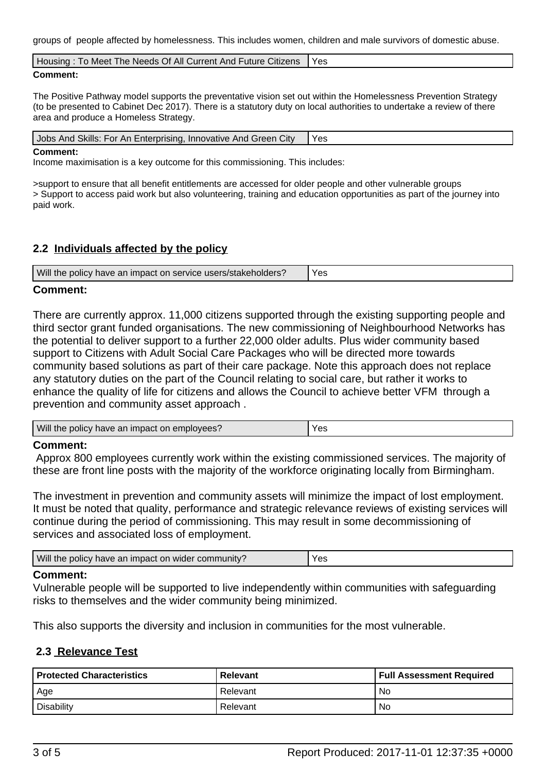groups of people affected by homelessness. This includes women, children and male survivors of domestic abuse.

| Housing : To Meet The Needs Of All Current And Future Citizens | Yes |
| --- | --- |

**Comment:**

The Positive Pathway model supports the preventative vision set out within the Homelessness Prevention Strategy (to be presented to Cabinet Dec 2017). There is a statutory duty on local authorities to undertake a review of there area and produce a Homeless Strategy.

| Jobs And Skills: For An Enterprising, Innovative And Green City | Yes |
| --- | --- |

**Comment:**
Income maximisation is a key outcome for this commissioning. This includes:

>support to ensure that all benefit entitlements are accessed for older people and other vulnerable groups
> Support to access paid work but also volunteering, training and education opportunities as part of the journey into paid work.

### 2.2 Individuals affected by the policy

| Will the policy have an impact on service users/stakeholders? | Yes |
| --- | --- |

**Comment:**

There are currently approx. 11,000 citizens supported through the existing supporting people and third sector grant funded organisations. The new commissioning of Neighbourhood Networks has the potential to deliver support to a further 22,000 older adults. Plus wider community based support to Citizens with Adult Social Care Packages who will be directed more towards community based solutions as part of their care package. Note this approach does not replace any statutory duties on the part of the Council relating to social care, but rather it works to enhance the quality of life for citizens and allows the Council to achieve better VFM through a prevention and community asset approach .

| Will the policy have an impact on employees? | Yes |
| --- | --- |

**Comment:**
Approx 800 employees currently work within the existing commissioned services. The majority of these are front line posts with the majority of the workforce originating locally from Birmingham.

The investment in prevention and community assets will minimize the impact of lost employment. It must be noted that quality, performance and strategic relevance reviews of existing services will continue during the period of commissioning. This may result in some decommissioning of services and associated loss of employment.

| Will the policy have an impact on wider community? | Yes |
| --- | --- |

**Comment:**
Vulnerable people will be supported to live independently within communities with safeguarding risks to themselves and the wider community being minimized.

This also supports the diversity and inclusion in communities for the most vulnerable.

### 2.3 Relevance Test

| Protected Characteristics | Relevant | Full Assessment Required |
| --- | --- | --- |
| Age | Relevant | No |
| Disability | Relevant | No |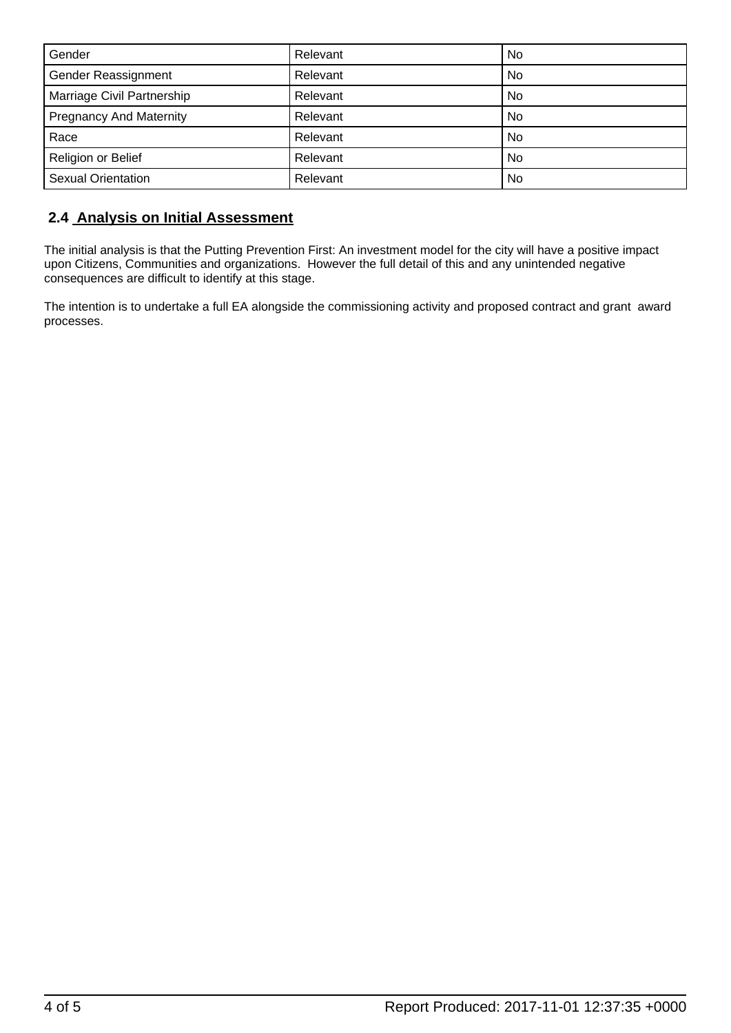| Gender | Relevant | No |
|---|---|---|
| Gender Reassignment | Relevant | No |
| Marriage Civil Partnership | Relevant | No |
| Pregnancy And Maternity | Relevant | No |
| Race | Relevant | No |
| Religion or Belief | Relevant | No |
| Sexual Orientation | Relevant | No |

## 2.4 Analysis on Initial Assessment

The initial analysis is that the Putting Prevention First: An investment model for the city will have a positive impact upon Citizens, Communities and organizations. However the full detail of this and any unintended negative consequences are difficult to identify at this stage.

The intention is to undertake a full EA alongside the commissioning activity and proposed contract and grant award processes.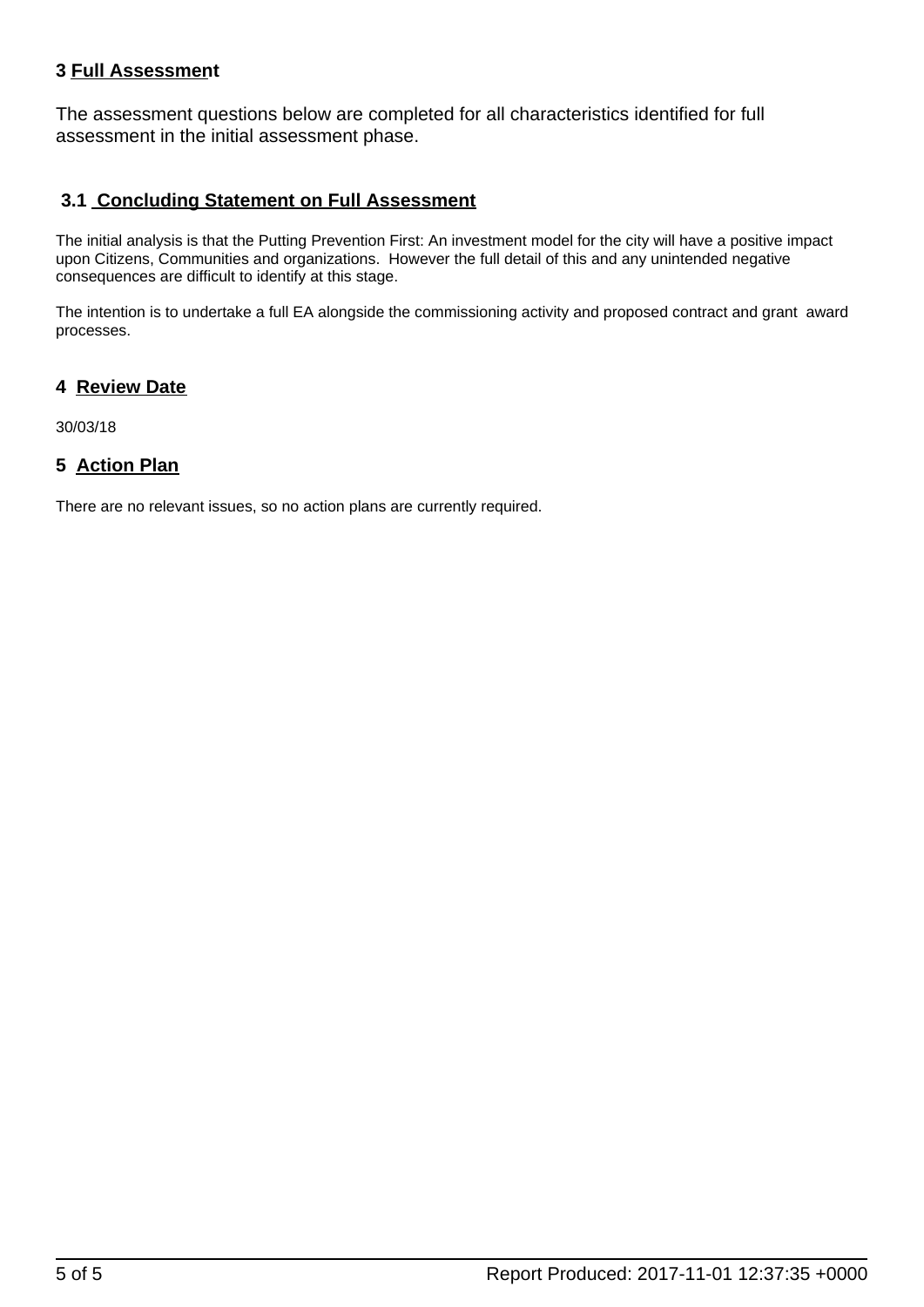## 3 Full Assessment

The assessment questions below are completed for all characteristics identified for full assessment in the initial assessment phase.

### 3.1 Concluding Statement on Full Assessment

The initial analysis is that the Putting Prevention First: An investment model for the city will have a positive impact upon Citizens, Communities and organizations. However the full detail of this and any unintended negative consequences are difficult to identify at this stage.

The intention is to undertake a full EA alongside the commissioning activity and proposed contract and grant award processes.

## 4 Review Date

30/03/18

## 5 Action Plan

There are no relevant issues, so no action plans are currently required.

Report Produced: 2017-11-01 12:37:35 +0000